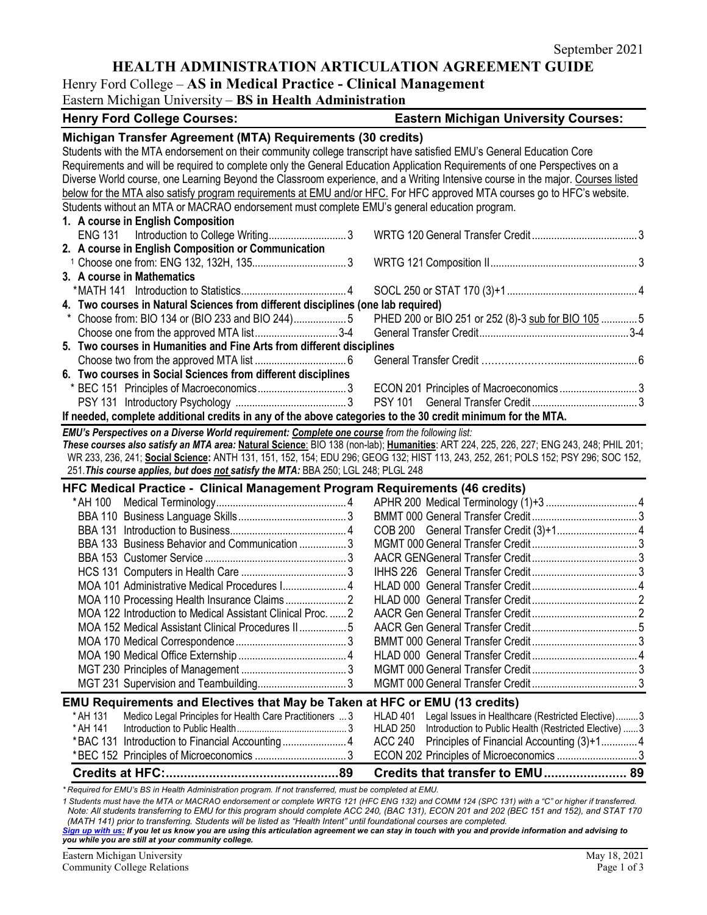September 2021

# HEALTH ADMINISTRATION ARTICULATION AGREEMENT GUIDE

## Henry Ford College – AS in Medical Practice - Clinical Management
## Eastern Michigan University – BS in Health Administration

| Henry Ford College Courses: | Eastern Michigan University Courses: |
|---|---|

### Michigan Transfer Agreement (MTA) Requirements (30 credits)

Students with the MTA endorsement on their community college transcript have satisfied EMU's General Education Core Requirements and will be required to complete only the General Education Application Requirements of one Perspectives on a Diverse World course, one Learning Beyond the Classroom experience, and a Writing Intensive course in the major. Courses listed below for the MTA also satisfy program requirements at EMU and/or HFC. For HFC approved MTA courses go to HFC's website. Students without an MTA or MACRAO endorsement must complete EMU's general education program.

| Henry Ford College Courses | | Eastern Michigan University Courses | |
|---|---|---|---|
| **1. A course in English Composition** | | | |
| ENG 131 Introduction to College Writing | 3 | WRTG 120 General Transfer Credit | 3 |
| **2. A course in English Composition or Communication** | | | |
| [1] Choose one from: ENG 132, 132H, 135 | 3 | WRTG 121 Composition II | 3 |
| **3. A course in Mathematics** | | | |
| *MATH 141 Introduction to Statistics | 4 | SOCL 250 or STAT 170 (3)+1 | 4 |
| **4. Two courses in Natural Sciences from different disciplines (one lab required)** | | | |
| * Choose from: BIO 134 or (BIO 233 and BIO 244) | 5 | PHED 200 or BIO 251 or 252 (8)-3 sub for BIO 105 | 5 |
| Choose one from the approved MTA list | 3-4 | General Transfer Credit | 3-4 |
| **5. Two courses in Humanities and Fine Arts from different disciplines** | | | |
| Choose two from the approved MTA list | 6 | General Transfer Credit | 6 |
| **6. Two courses in Social Sciences from different disciplines** | | | |
| * BEC 151 Principles of Macroeconomics | 3 | ECON 201 Principles of Macroeconomics | 3 |
| PSY 131 Introductory Psychology | 3 | PSY 101 General Transfer Credit | 3 |

**If needed, complete additional credits in any of the above categories to the 30 credit minimum for the MTA.**

***EMU's Perspectives on a Diverse World requirement: Complete one course** from the following list:*
***These courses also satisfy an MTA area:* Natural Science**: BIO 138 (non-lab); **Humanities**: ART 224, 225, 226, 227; ENG 243, 248; PHIL 201; WR 233, 236, 241; **Social Science:** ANTH 131, 151, 152, 154; EDU 296; GEOG 132; HIST 113, 243, 252, 261; POLS 152; PSY 296; SOC 152, 251. ***This course applies, but does not satisfy the MTA:*** BBA 250; LGL 248; PLGL 248

### HFC Medical Practice - Clinical Management Program Requirements (46 credits)

| Henry Ford College Courses | | Eastern Michigan University Courses | |
|---|---|---|---|
| *AH 100 Medical Terminology | 4 | APHR 200 Medical Terminology (1)+3 | 4 |
| BBA 110 Business Language Skills | 3 | BMMT 000 General Transfer Credit | 3 |
| BBA 131 Introduction to Business | 4 | COB 200 General Transfer Credit (3)+1 | 4 |
| BBA 133 Business Behavior and Communication | 3 | MGMT 000 General Transfer Credit | 3 |
| BBA 153 Customer Service | 3 | AACR GEN General Transfer Credit | 3 |
| HCS 131 Computers in Health Care | 3 | IHHS 226 General Transfer Credit | 3 |
| MOA 101 Administrative Medical Procedures I | 4 | HLAD 000 General Transfer Credit | 4 |
| MOA 110 Processing Health Insurance Claims | 2 | HLAD 000 General Transfer Credit | 2 |
| MOA 122 Introduction to Medical Assistant Clinical Proc. | 2 | AACR Gen General Transfer Credit | 2 |
| MOA 152 Medical Assistant Clinical Procedures II | 5 | AACR Gen General Transfer Credit | 5 |
| MOA 170 Medical Correspondence | 3 | BMMT 000 General Transfer Credit | 3 |
| MOA 190 Medical Office Externship | 4 | HLAD 000 General Transfer Credit | 4 |
| MGT 230 Principles of Management | 3 | MGMT 000 General Transfer Credit | 3 |
| MGT 231 Supervision and Teambuilding | 3 | MGMT 000 General Transfer Credit | 3 |

### EMU Requirements and Electives that May be Taken at HFC or EMU (13 credits)

| Henry Ford College Courses | | Eastern Michigan University Courses | |
|---|---|---|---|
| *AH 131 Medico Legal Principles for Health Care Practitioners | 3 | HLAD 401 Legal Issues in Healthcare (Restricted Elective) | 3 |
| *AH 141 Introduction to Public Health | 3 | HLAD 250 Introduction to Public Health (Restricted Elective) | 3 |
| *BAC 131 Introduction to Financial Accounting | 4 | ACC 240 Principles of Financial Accounting (3)+1 | 4 |
| *BEC 152 Principles of Microeconomics | 3 | ECON 202 Principles of Microeconomics | 3 |
| **Credits at HFC:** | **89** | **Credits that transfer to EMU** | **89** |

*\* Required for EMU's BS in Health Administration program. If not transferred, must be completed at EMU.*

*1 Students must have the MTA or MACRAO endorsement or complete WRTG 121 (HFC ENG 132) and COMM 124 (SPC 131) with a "C" or higher if transferred. Note: All students transferring to EMU for this program should complete ACC 240, (BAC 131), ECON 201 and 202 (BEC 151 and 152), and STAT 170 (MATH 141) prior to transferring. Students will be listed as "Health Intent" until foundational courses are completed.*

***Sign up with us:** If you let us know you are using this articulation agreement we can stay in touch with you and provide information and advising to you while you are still at your community college.*

Eastern Michigan University
Community College Relations

May 18, 2021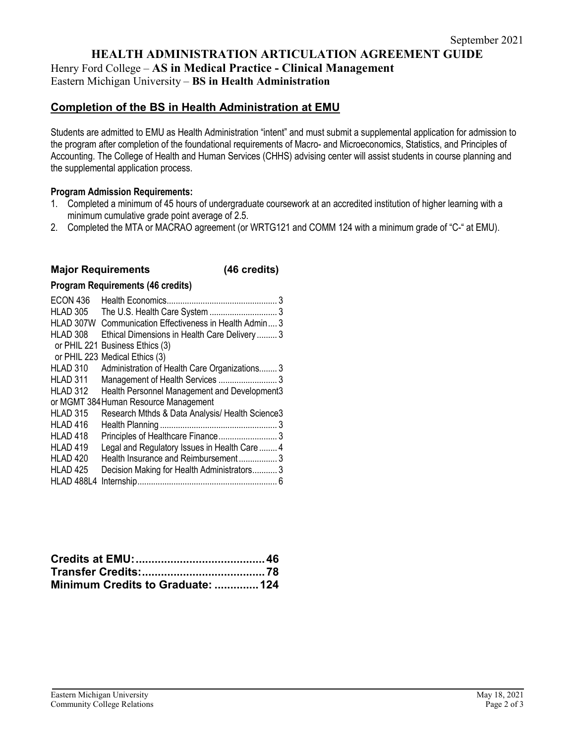September 2021

# HEALTH ADMINISTRATION ARTICULATION AGREEMENT GUIDE

Henry Ford College – **AS in Medical Practice - Clinical Management**
Eastern Michigan University – **BS in Health Administration**

## Completion of the BS in Health Administration at EMU

Students are admitted to EMU as Health Administration "intent" and must submit a supplemental application for admission to the program after completion of the foundational requirements of Macro- and Microeconomics, Statistics, and Principles of Accounting. The College of Health and Human Services (CHHS) advising center will assist students in course planning and the supplemental application process.

**Program Admission Requirements:**

1. Completed a minimum of 45 hours of undergraduate coursework at an accredited institution of higher learning with a minimum cumulative grade point average of 2.5.
2. Completed the MTA or MACRAO agreement (or WRTG121 and COMM 124 with a minimum grade of "C-" at EMU).

### Major Requirements (46 credits)

**Program Requirements (46 credits)**

| Course | Title | Credits |
|---|---|---|
| ECON 436 | Health Economics | 3 |
| HLAD 305 | The U.S. Health Care System | 3 |
| HLAD 307W | Communication Effectiveness in Health Admin | 3 |
| HLAD 308 | Ethical Dimensions in Health Care Delivery | 3 |
| or PHIL 221 | Business Ethics (3) | |
| or PHIL 223 | Medical Ethics (3) | |
| HLAD 310 | Administration of Health Care Organizations | 3 |
| HLAD 311 | Management of Health Services | 3 |
| HLAD 312 | Health Personnel Management and Development | 3 |
| or MGMT 384 | Human Resource Management | |
| HLAD 315 | Research Mthds & Data Analysis/ Health Science | 3 |
| HLAD 416 | Health Planning | 3 |
| HLAD 418 | Principles of Healthcare Finance | 3 |
| HLAD 419 | Legal and Regulatory Issues in Health Care | 4 |
| HLAD 420 | Health Insurance and Reimbursement | 3 |
| HLAD 425 | Decision Making for Health Administrators | 3 |
| HLAD 488L4 | Internship | 6 |

**Credits at EMU: 46**
**Transfer Credits: 78**
**Minimum Credits to Graduate: 124**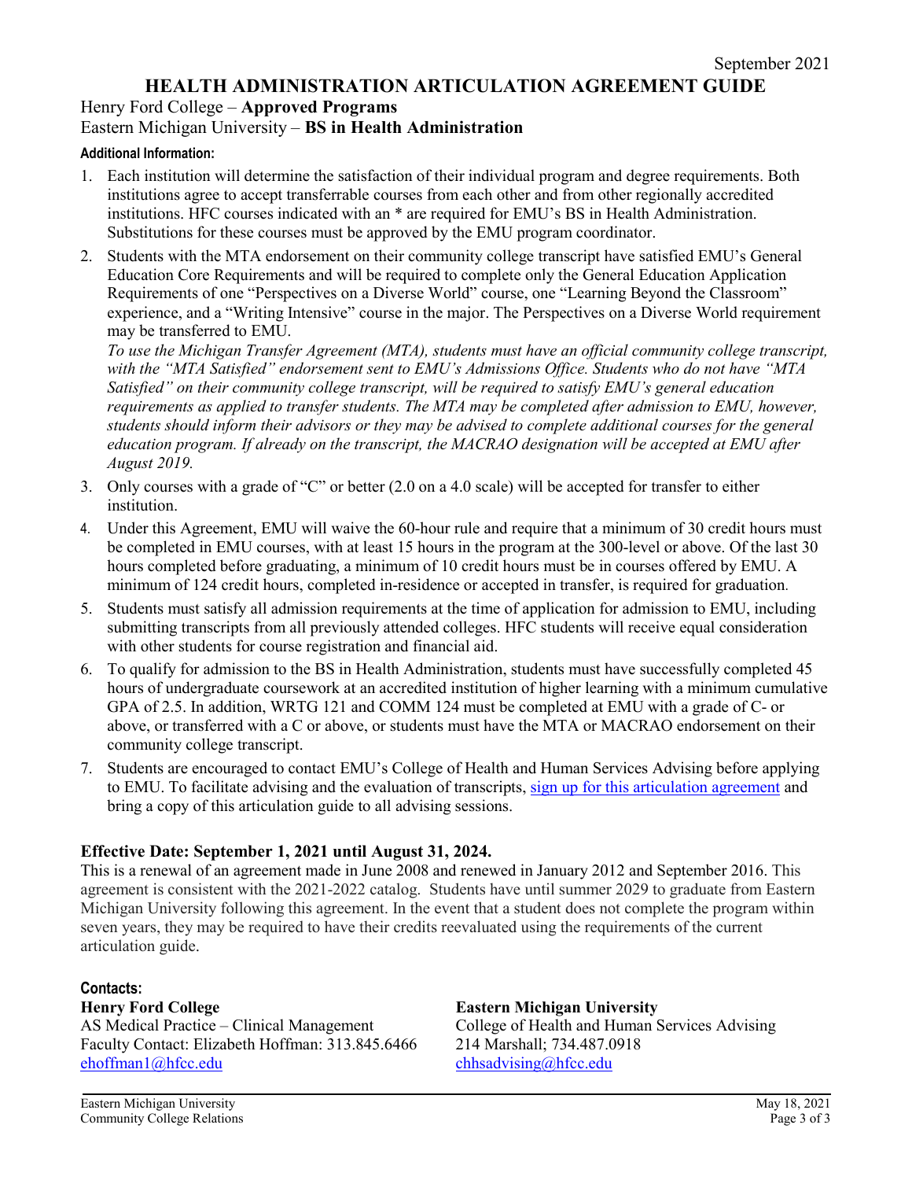September 2021

# HEALTH ADMINISTRATION ARTICULATION AGREEMENT GUIDE

## Henry Ford College – **Approved Programs**
## Eastern Michigan University – **BS in Health Administration**

#### Additional Information:

1. Each institution will determine the satisfaction of their individual program and degree requirements. Both institutions agree to accept transferrable courses from each other and from other regionally accredited institutions. HFC courses indicated with an * are required for EMU's BS in Health Administration. Substitutions for these courses must be approved by the EMU program coordinator.
2. Students with the MTA endorsement on their community college transcript have satisfied EMU's General Education Core Requirements and will be required to complete only the General Education Application Requirements of one "Perspectives on a Diverse World" course, one "Learning Beyond the Classroom" experience, and a "Writing Intensive" course in the major. The Perspectives on a Diverse World requirement may be transferred to EMU.
   *To use the Michigan Transfer Agreement (MTA), students must have an official community college transcript, with the "MTA Satisfied" endorsement sent to EMU's Admissions Office. Students who do not have "MTA Satisfied" on their community college transcript, will be required to satisfy EMU's general education requirements as applied to transfer students. The MTA may be completed after admission to EMU, however, students should inform their advisors or they may be advised to complete additional courses for the general education program. If already on the transcript, the MACRAO designation will be accepted at EMU after August 2019.*
3. Only courses with a grade of "C" or better (2.0 on a 4.0 scale) will be accepted for transfer to either institution.
4. Under this Agreement, EMU will waive the 60-hour rule and require that a minimum of 30 credit hours must be completed in EMU courses, with at least 15 hours in the program at the 300-level or above. Of the last 30 hours completed before graduating, a minimum of 10 credit hours must be in courses offered by EMU. A minimum of 124 credit hours, completed in-residence or accepted in transfer, is required for graduation.
5. Students must satisfy all admission requirements at the time of application for admission to EMU, including submitting transcripts from all previously attended colleges. HFC students will receive equal consideration with other students for course registration and financial aid.
6. To qualify for admission to the BS in Health Administration, students must have successfully completed 45 hours of undergraduate coursework at an accredited institution of higher learning with a minimum cumulative GPA of 2.5. In addition, WRTG 121 and COMM 124 must be completed at EMU with a grade of C- or above, or transferred with a C or above, or students must have the MTA or MACRAO endorsement on their community college transcript.
7. Students are encouraged to contact EMU's College of Health and Human Services Advising before applying to EMU. To facilitate advising and the evaluation of transcripts, sign up for this articulation agreement and bring a copy of this articulation guide to all advising sessions.

### Effective Date: September 1, 2021 until August 31, 2024.

This is a renewal of an agreement made in June 2008 and renewed in January 2012 and September 2016. This agreement is consistent with the 2021-2022 catalog. Students have until summer 2029 to graduate from Eastern Michigan University following this agreement. In the event that a student does not complete the program within seven years, they may be required to have their credits reevaluated using the requirements of the current articulation guide.

#### Contacts:

**Henry Ford College**
AS Medical Practice – Clinical Management
Faculty Contact: Elizabeth Hoffman: 313.845.6466
ehoffman1@hfcc.edu

**Eastern Michigan University**
College of Health and Human Services Advising
214 Marshall; 734.487.0918
chhsadvising@hfcc.edu

Eastern Michigan University
Community College Relations

May 18, 2021